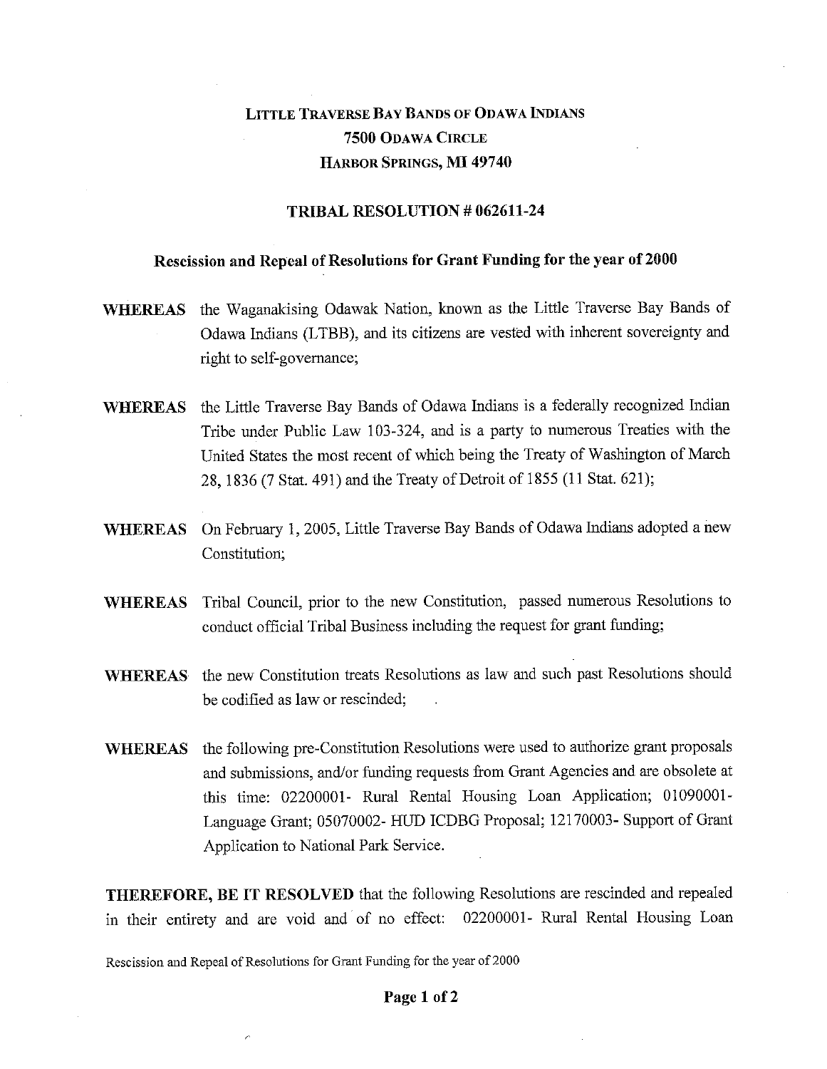# LITTLE TRAVERSE BAY BANDS OF ODAWA INDIANS
## 7500 ODAWA CIRCLE
## HARBOR SPRINGS, MI 49740

### TRIBAL RESOLUTION # 062611-24

### Rescission and Repeal of Resolutions for Grant Funding for the year of 2000

**WHEREAS** the Waganakising Odawak Nation, known as the Little Traverse Bay Bands of Odawa Indians (LTBB), and its citizens are vested with inherent sovereignty and right to self-governance;

**WHEREAS** the Little Traverse Bay Bands of Odawa Indians is a federally recognized Indian Tribe under Public Law 103-324, and is a party to numerous Treaties with the United States the most recent of which being the Treaty of Washington of March 28, 1836 (7 Stat. 491) and the Treaty of Detroit of 1855 (11 Stat. 621);

**WHEREAS** On February 1, 2005, Little Traverse Bay Bands of Odawa Indians adopted a new Constitution;

**WHEREAS** Tribal Council, prior to the new Constitution, passed numerous Resolutions to conduct official Tribal Business including the request for grant funding;

**WHEREAS** the new Constitution treats Resolutions as law and such past Resolutions should be codified as law or rescinded;

**WHEREAS** the following pre-Constitution Resolutions were used to authorize grant proposals and submissions, and/or funding requests from Grant Agencies and are obsolete at this time: 02200001- Rural Rental Housing Loan Application; 01090001- Language Grant; 05070002- HUD ICDBG Proposal; 12170003- Support of Grant Application to National Park Service.

**THEREFORE, BE IT RESOLVED** that the following Resolutions are rescinded and repealed in their entirety and are void and of no effect: 02200001- Rural Rental Housing Loan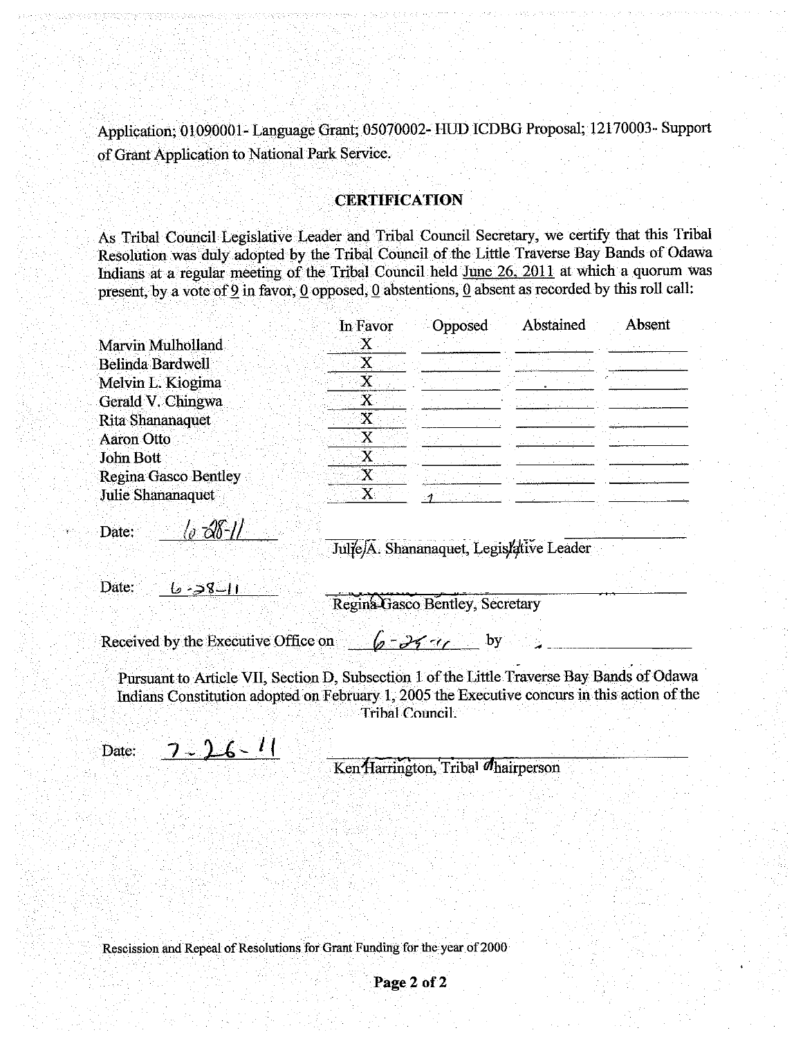Application; 01090001- Language Grant; 05070002- HUD ICDBG Proposal; 12170003- Support of Grant Application to National Park Service.

## CERTIFICATION

As Tribal Council Legislative Leader and Tribal Council Secretary, we certify that this Tribal Resolution was duly adopted by the Tribal Council of the Little Traverse Bay Bands of Odawa Indians at a regular meeting of the Tribal Council held June 26, 2011 at which a quorum was present, by a vote of 9 in favor, 0 opposed, 0 abstentions, 0 absent as recorded by this roll call:

| | In Favor | Opposed | Abstained | Absent |
|---|---|---|---|---|
| Marvin Mulholland | X | | | |
| Belinda Bardwell | X | | | |
| Melvin L. Kiogima | X | | | |
| Gerald V. Chingwa | X | | | |
| Rita Shananaquet | X | | | |
| Aaron Otto | X | | | |
| John Bott | X | | | |
| Regina Gasco Bentley | X | | | |
| Julie Shananaquet | X | | | |

Date: 6-28-11

Julie A. Shananaquet, Legislative Leader

Date: 6-28-11

Regina Gasco Bentley, Secretary

Received by the Executive Office on 6-29-11 by

Pursuant to Article VII, Section D, Subsection 1 of the Little Traverse Bay Bands of Odawa Indians Constitution adopted on February 1, 2005 the Executive concurs in this action of the Tribal Council.

Date: 7-26-11

Ken Harrington, Tribal Chairperson

Rescission and Repeal of Resolutions for Grant Funding for the year of 2000